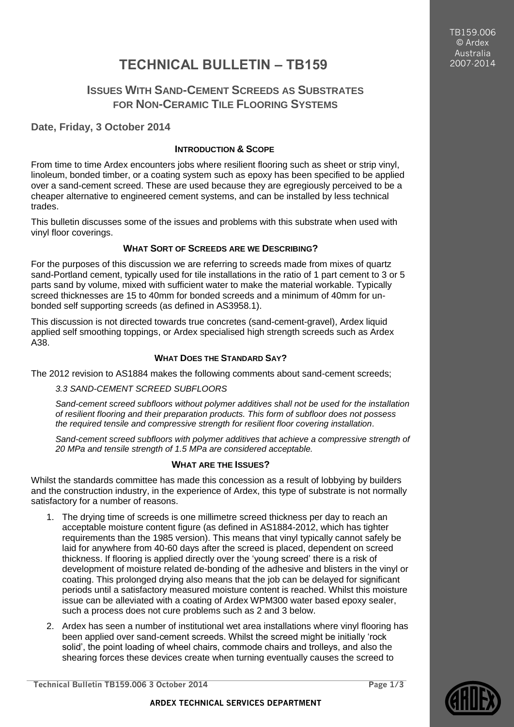# TECHNICAL BULLETIN – TB159

## Issues With Sand-Cement Screeds as Substrates for Non-Ceramic Tile Flooring Systems

**Date, Friday, 3 October 2014**

### Introduction & Scope

From time to time Ardex encounters jobs where resilient flooring such as sheet or strip vinyl, linoleum, bonded timber, or a coating system such as epoxy has been specified to be applied over a sand-cement screed. These are used because they are egregiously perceived to be a cheaper alternative to engineered cement systems, and can be installed by less technical trades.

This bulletin discusses some of the issues and problems with this substrate when used with vinyl floor coverings.

### What Sort of Screeds are we Describing?

For the purposes of this discussion we are referring to screeds made from mixes of quartz sand-Portland cement, typically used for tile installations in the ratio of 1 part cement to 3 or 5 parts sand by volume, mixed with sufficient water to make the material workable. Typically screed thicknesses are 15 to 40mm for bonded screeds and a minimum of 40mm for un-bonded self supporting screeds (as defined in AS3958.1).

This discussion is not directed towards true concretes (sand-cement-gravel), Ardex liquid applied self smoothing toppings, or Ardex specialised high strength screeds such as Ardex A38.

### What Does the Standard Say?

The 2012 revision to AS1884 makes the following comments about sand-cement screeds;

> *3.3 SAND-CEMENT SCREED SUBFLOORS*
>
> *Sand-cement screed subfloors without polymer additives shall not be used for the installation of resilient flooring and their preparation products. This form of subfloor does not possess the required tensile and compressive strength for resilient floor covering installation.*
>
> *Sand-cement screed subfloors with polymer additives that achieve a compressive strength of 20 MPa and tensile strength of 1.5 MPa are considered acceptable.*

### What are the Issues?

Whilst the standards committee has made this concession as a result of lobbying by builders and the construction industry, in the experience of Ardex, this type of substrate is not normally satisfactory for a number of reasons.

1. The drying time of screeds is one millimetre screed thickness per day to reach an acceptable moisture content figure (as defined in AS1884-2012, which has tighter requirements than the 1985 version). This means that vinyl typically cannot safely be laid for anywhere from 40-60 days after the screed is placed, dependent on screed thickness. If flooring is applied directly over the 'young screed' there is a risk of development of moisture related de-bonding of the adhesive and blisters in the vinyl or coating. This prolonged drying also means that the job can be delayed for significant periods until a satisfactory measured moisture content is reached. Whilst this moisture issue can be alleviated with a coating of Ardex WPM300 water based epoxy sealer, such a process does not cure problems such as 2 and 3 below.
2. Ardex has seen a number of institutional wet area installations where vinyl flooring has been applied over sand-cement screeds. Whilst the screed might be initially 'rock solid', the point loading of wheel chairs, commode chairs and trolleys, and also the shearing forces these devices create when turning eventually causes the screed to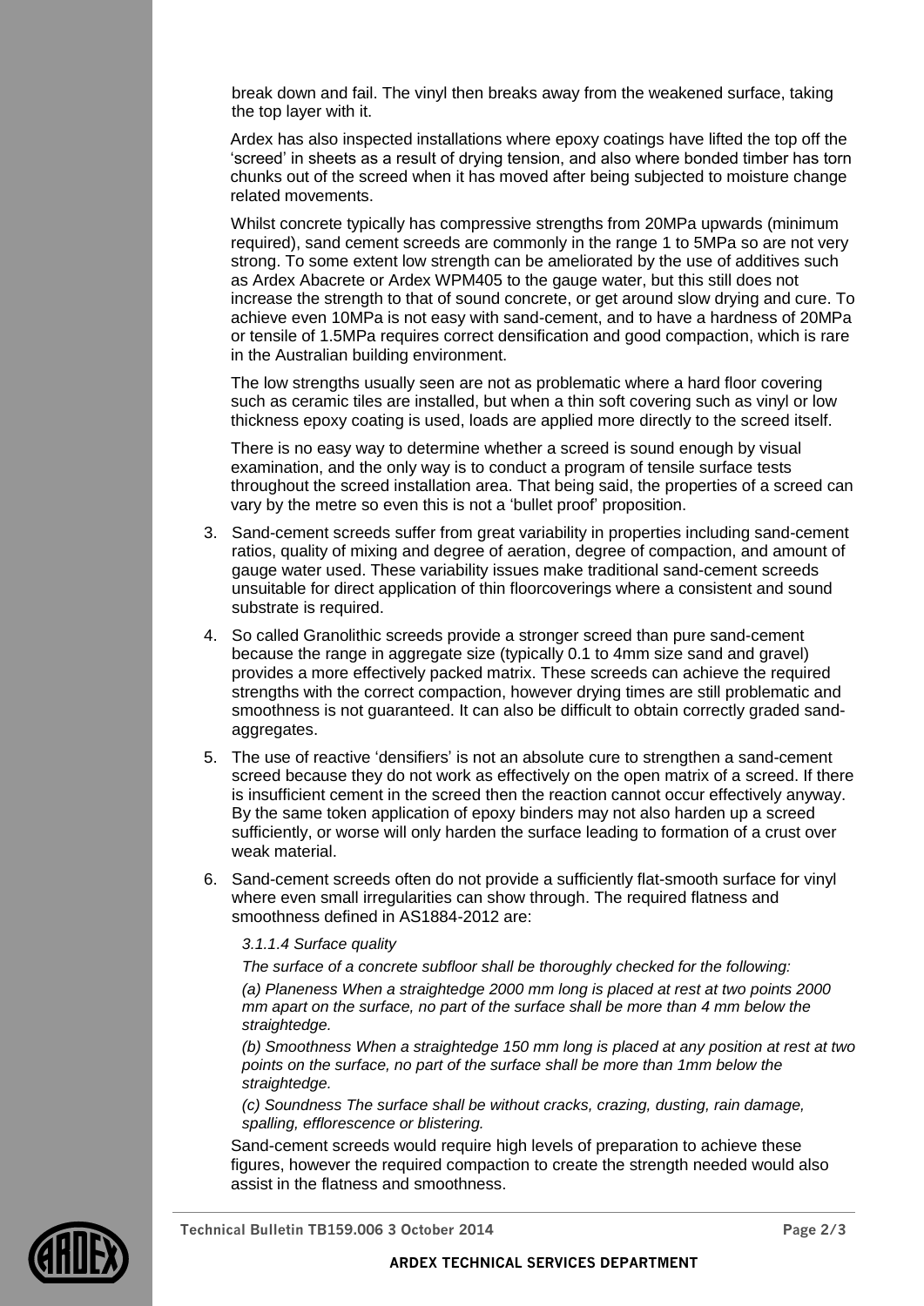break down and fail. The vinyl then breaks away from the weakened surface, taking the top layer with it.

Ardex has also inspected installations where epoxy coatings have lifted the top off the 'screed' in sheets as a result of drying tension, and also where bonded timber has torn chunks out of the screed when it has moved after being subjected to moisture change related movements.

Whilst concrete typically has compressive strengths from 20MPa upwards (minimum required), sand cement screeds are commonly in the range 1 to 5MPa so are not very strong. To some extent low strength can be ameliorated by the use of additives such as Ardex Abacrete or Ardex WPM405 to the gauge water, but this still does not increase the strength to that of sound concrete, or get around slow drying and cure. To achieve even 10MPa is not easy with sand-cement, and to have a hardness of 20MPa or tensile of 1.5MPa requires correct densification and good compaction, which is rare in the Australian building environment.

The low strengths usually seen are not as problematic where a hard floor covering such as ceramic tiles are installed, but when a thin soft covering such as vinyl or low thickness epoxy coating is used, loads are applied more directly to the screed itself.

There is no easy way to determine whether a screed is sound enough by visual examination, and the only way is to conduct a program of tensile surface tests throughout the screed installation area. That being said, the properties of a screed can vary by the metre so even this is not a 'bullet proof' proposition.

3. Sand-cement screeds suffer from great variability in properties including sand-cement ratios, quality of mixing and degree of aeration, degree of compaction, and amount of gauge water used. These variability issues make traditional sand-cement screeds unsuitable for direct application of thin floorcoverings where a consistent and sound substrate is required.

4. So called Granolithic screeds provide a stronger screed than pure sand-cement because the range in aggregate size (typically 0.1 to 4mm size sand and gravel) provides a more effectively packed matrix. These screeds can achieve the required strengths with the correct compaction, however drying times are still problematic and smoothness is not guaranteed. It can also be difficult to obtain correctly graded sand-aggregates.

5. The use of reactive 'densifiers' is not an absolute cure to strengthen a sand-cement screed because they do not work as effectively on the open matrix of a screed. If there is insufficient cement in the screed then the reaction cannot occur effectively anyway. By the same token application of epoxy binders may not also harden up a screed sufficiently, or worse will only harden the surface leading to formation of a crust over weak material.

6. Sand-cement screeds often do not provide a sufficiently flat-smooth surface for vinyl where even small irregularities can show through. The required flatness and smoothness defined in AS1884-2012 are:

   *3.1.1.4 Surface quality*

   *The surface of a concrete subfloor shall be thoroughly checked for the following:*

   *(a) Planeness When a straightedge 2000 mm long is placed at rest at two points 2000 mm apart on the surface, no part of the surface shall be more than 4 mm below the straightedge.*

   *(b) Smoothness When a straightedge 150 mm long is placed at any position at rest at two points on the surface, no part of the surface shall be more than 1mm below the straightedge.*

   *(c) Soundness The surface shall be without cracks, crazing, dusting, rain damage, spalling, efflorescence or blistering.*

   Sand-cement screeds would require high levels of preparation to achieve these figures, however the required compaction to create the strength needed would also assist in the flatness and smoothness.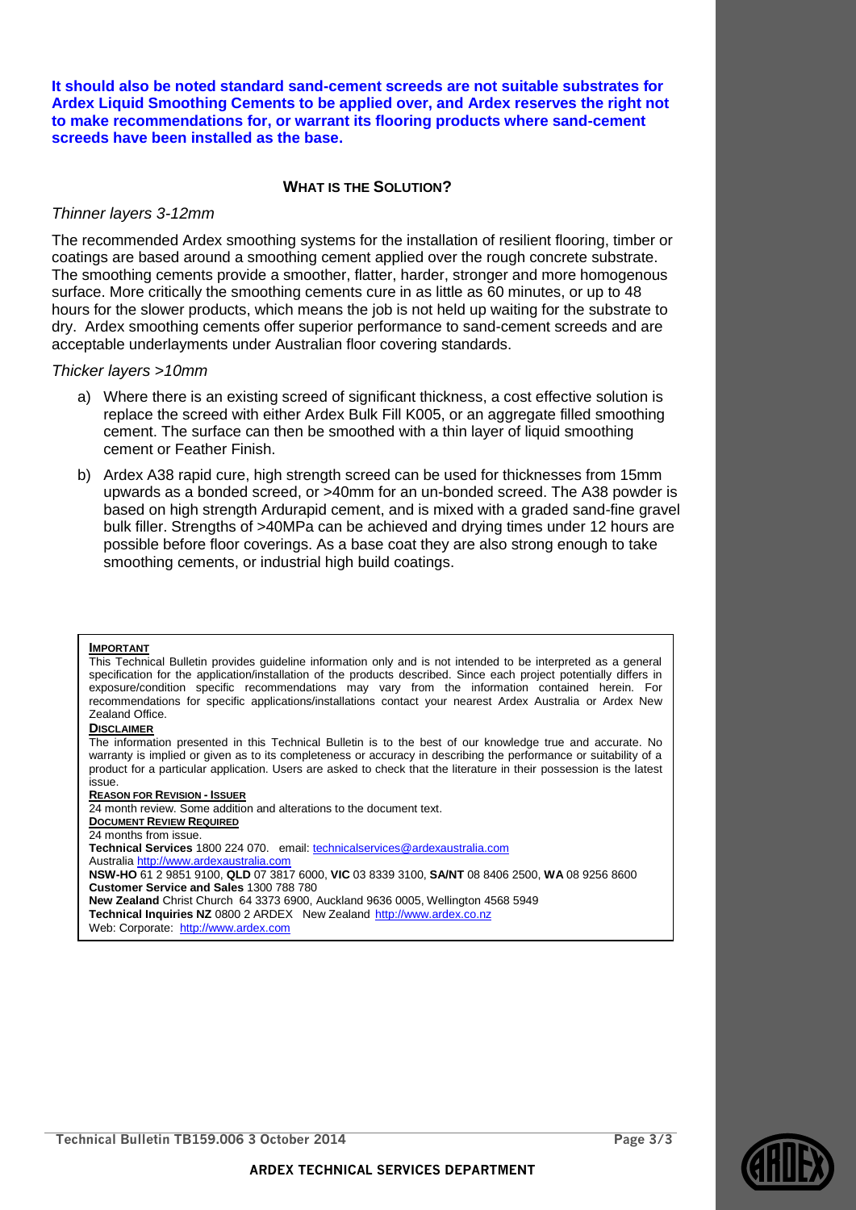**It should also be noted standard sand-cement screeds are not suitable substrates for Ardex Liquid Smoothing Cements to be applied over, and Ardex reserves the right not to make recommendations for, or warrant its flooring products where sand-cement screeds have been installed as the base.**

## WHAT IS THE SOLUTION?

*Thinner layers 3-12mm*

The recommended Ardex smoothing systems for the installation of resilient flooring, timber or coatings are based around a smoothing cement applied over the rough concrete substrate. The smoothing cements provide a smoother, flatter, harder, stronger and more homogenous surface. More critically the smoothing cements cure in as little as 60 minutes, or up to 48 hours for the slower products, which means the job is not held up waiting for the substrate to dry. Ardex smoothing cements offer superior performance to sand-cement screeds and are acceptable underlayments under Australian floor covering standards.

*Thicker layers >10mm*

a) Where there is an existing screed of significant thickness, a cost effective solution is replace the screed with either Ardex Bulk Fill K005, or an aggregate filled smoothing cement. The surface can then be smoothed with a thin layer of liquid smoothing cement or Feather Finish.

b) Ardex A38 rapid cure, high strength screed can be used for thicknesses from 15mm upwards as a bonded screed, or >40mm for an un-bonded screed. The A38 powder is based on high strength Ardurapid cement, and is mixed with a graded sand-fine gravel bulk filler. Strengths of >40MPa can be achieved and drying times under 12 hours are possible before floor coverings. As a base coat they are also strong enough to take smoothing cements, or industrial high build coatings.

**IMPORTANT**
This Technical Bulletin provides guideline information only and is not intended to be interpreted as a general specification for the application/installation of the products described. Since each project potentially differs in exposure/condition specific recommendations may vary from the information contained herein. For recommendations for specific applications/installations contact your nearest Ardex Australia or Ardex New Zealand Office.

**DISCLAIMER**
The information presented in this Technical Bulletin is to the best of our knowledge true and accurate. No warranty is implied or given as to its completeness or accuracy in describing the performance or suitability of a product for a particular application. Users are asked to check that the literature in their possession is the latest issue.

**REASON FOR REVISION - ISSUER**
24 month review. Some addition and alterations to the document text.

**DOCUMENT REVIEW REQUIRED**
24 months from issue.

**Technical Services** 1800 224 070. email: technicalservices@ardexaustralia.com
Australia http://www.ardexaustralia.com
**NSW-HO** 61 2 9851 9100, **QLD** 07 3817 6000, **VIC** 03 8339 3100, **SA/NT** 08 8406 2500, **WA** 08 9256 8600
**Customer Service and Sales** 1300 788 780
**New Zealand** Christ Church 64 3373 6900, Auckland 9636 0005, Wellington 4568 5949
**Technical Inquiries NZ** 0800 2 ARDEX New Zealand http://www.ardex.co.nz
Web: Corporate: http://www.ardex.com

Technical Bulletin TB159.006 3 October 2014

ARDEX TECHNICAL SERVICES DEPARTMENT